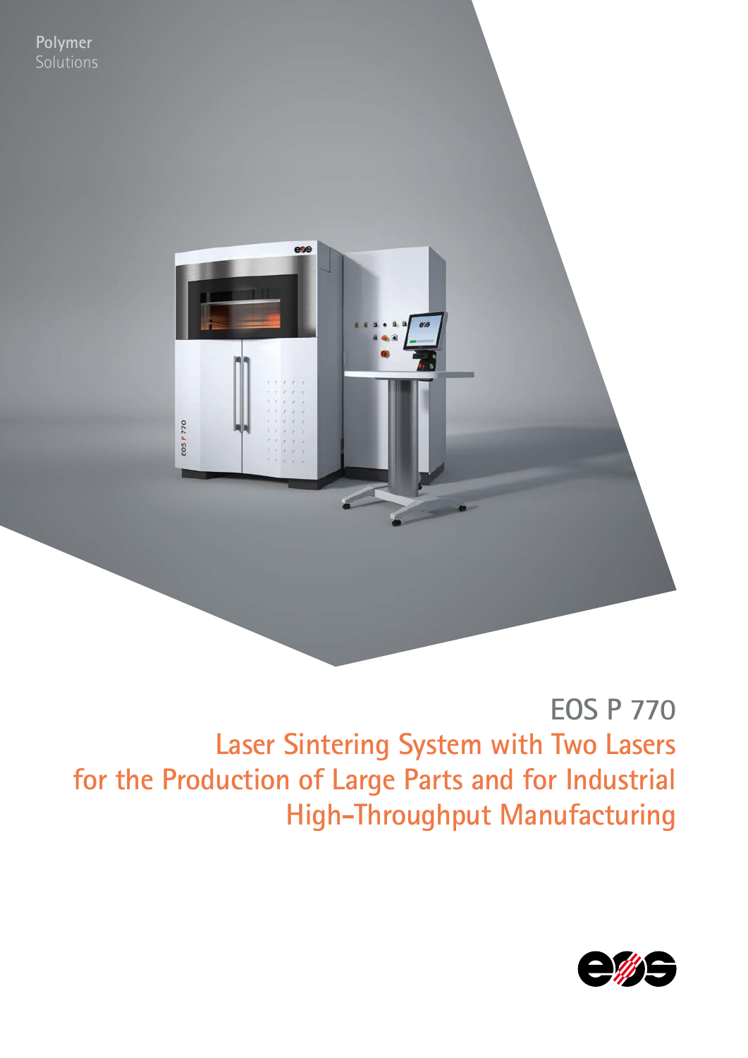Polymer
Solutions

# EOS P 770

## Laser Sintering System with Two Lasers for the Production of Large Parts and for Industrial High-Throughput Manufacturing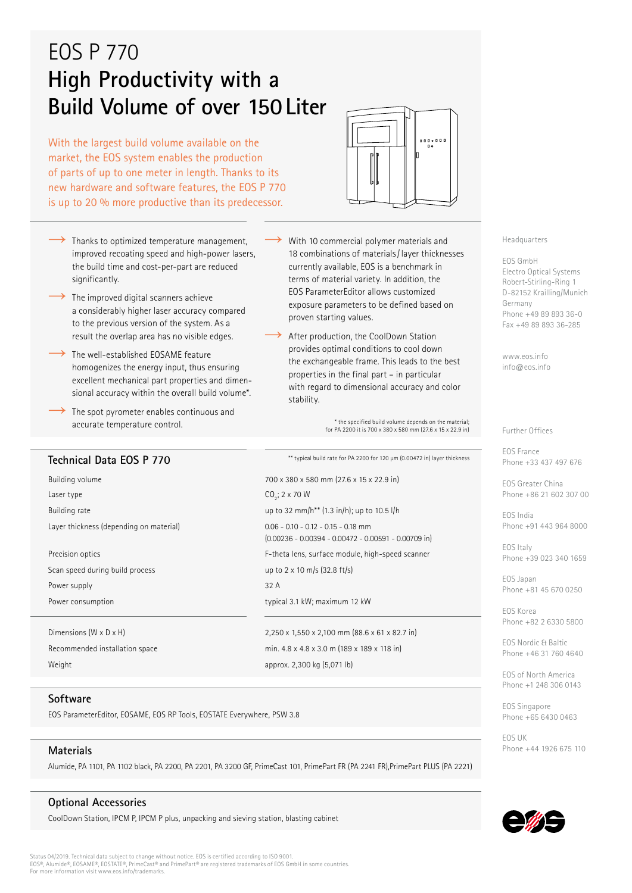# EOS P 770

## High Productivity with a Build Volume of over 150 Liter

With the largest build volume available on the market, the EOS system enables the production of parts of up to one meter in length. Thanks to its new hardware and software features, the EOS P 770 is up to 20 % more productive than its predecessor.

- Thanks to optimized temperature management, improved recoating speed and high-power lasers, the build time and cost-per-part are reduced significantly.
- The improved digital scanners achieve a considerably higher laser accuracy compared to the previous version of the system. As a result the overlap area has no visible edges.
- The well-established EOSAME feature homogenizes the energy input, thus ensuring excellent mechanical part properties and dimensional accuracy within the overall build volume*.
- The spot pyrometer enables continuous and accurate temperature control.
- With 10 commercial polymer materials and 18 combinations of materials / layer thicknesses currently available, EOS is a benchmark in terms of material variety. In addition, the EOS ParameterEditor allows customized exposure parameters to be defined based on proven starting values.
- After production, the CoolDown Station provides optimal conditions to cool down the exchangeable frame. This leads to the best properties in the final part – in particular with regard to dimensional accuracy and color stability.

\* the specified build volume depends on the material; for PA 2200 it is 700 x 380 x 580 mm (27.6 x 15 x 22.9 in)

\*\* typical build rate for PA 2200 for 120 µm (0.00472 in) layer thickness

### Technical Data EOS P 770

| | |
|---|---|
| Building volume | 700 x 380 x 580 mm (27.6 x 15 x 22.9 in) |
| Laser type | $CO_2$; 2 x 70 W |
| Building rate | up to 32 mm/h** (1.3 in/h); up to 10.5 l/h |
| Layer thickness (depending on material) | 0.06 - 0.10 - 0.12 - 0.15 - 0.18 mm (0.00236 - 0.00394 - 0.00472 - 0.00591 - 0.00709 in) |
| Precision optics | F-theta lens, surface module, high-speed scanner |
| Scan speed during build process | up to 2 x 10 m/s (32.8 ft/s) |
| Power supply | 32 A |
| Power consumption | typical 3.1 kW; maximum 12 kW |
| Dimensions (W x D x H) | 2,250 x 1,550 x 2,100 mm (88.6 x 61 x 82.7 in) |
| Recommended installation space | min. 4.8 x 4.8 x 3.0 m (189 x 189 x 118 in) |
| Weight | approx. 2,300 kg (5,071 lb) |

### Software

EOS ParameterEditor, EOSAME, EOS RP Tools, EOSTATE Everywhere, PSW 3.8

### Materials

Alumide, PA 1101, PA 1102 black, PA 2200, PA 2201, PA 3200 GF, PrimeCast 101, PrimePart FR (PA 2241 FR),PrimePart PLUS (PA 2221)

### Optional Accessories

CoolDown Station, IPCM P, IPCM P plus, unpacking and sieving station, blasting cabinet

Headquarters

EOS GmbH
Electro Optical Systems
Robert-Stirling-Ring 1
D-82152 Krailling/Munich
Germany
Phone +49 89 893 36-0
Fax +49 89 893 36-285

www.eos.info
info@eos.info

Further Offices

EOS France
Phone +33 437 497 676

EOS Greater China
Phone +86 21 602 307 00

EOS India
Phone +91 443 964 8000

EOS Italy
Phone +39 023 340 1659

EOS Japan
Phone +81 45 670 0250

EOS Korea
Phone +82 2 6330 5800

EOS Nordic & Baltic
Phone +46 31 760 4640

EOS of North America
Phone +1 248 306 0143

EOS Singapore
Phone +65 6430 0463

EOS UK
Phone +44 1926 675 110

Status 04/2019. Technical data subject to change without notice. EOS is certified according to ISO 9001.
EOS®, Alumide®, EOSAME®, EOSTATE®, PrimeCast® and PrimePart® are registered trademarks of EOS GmbH in some countries.
For more information visit www.eos.info/trademarks.